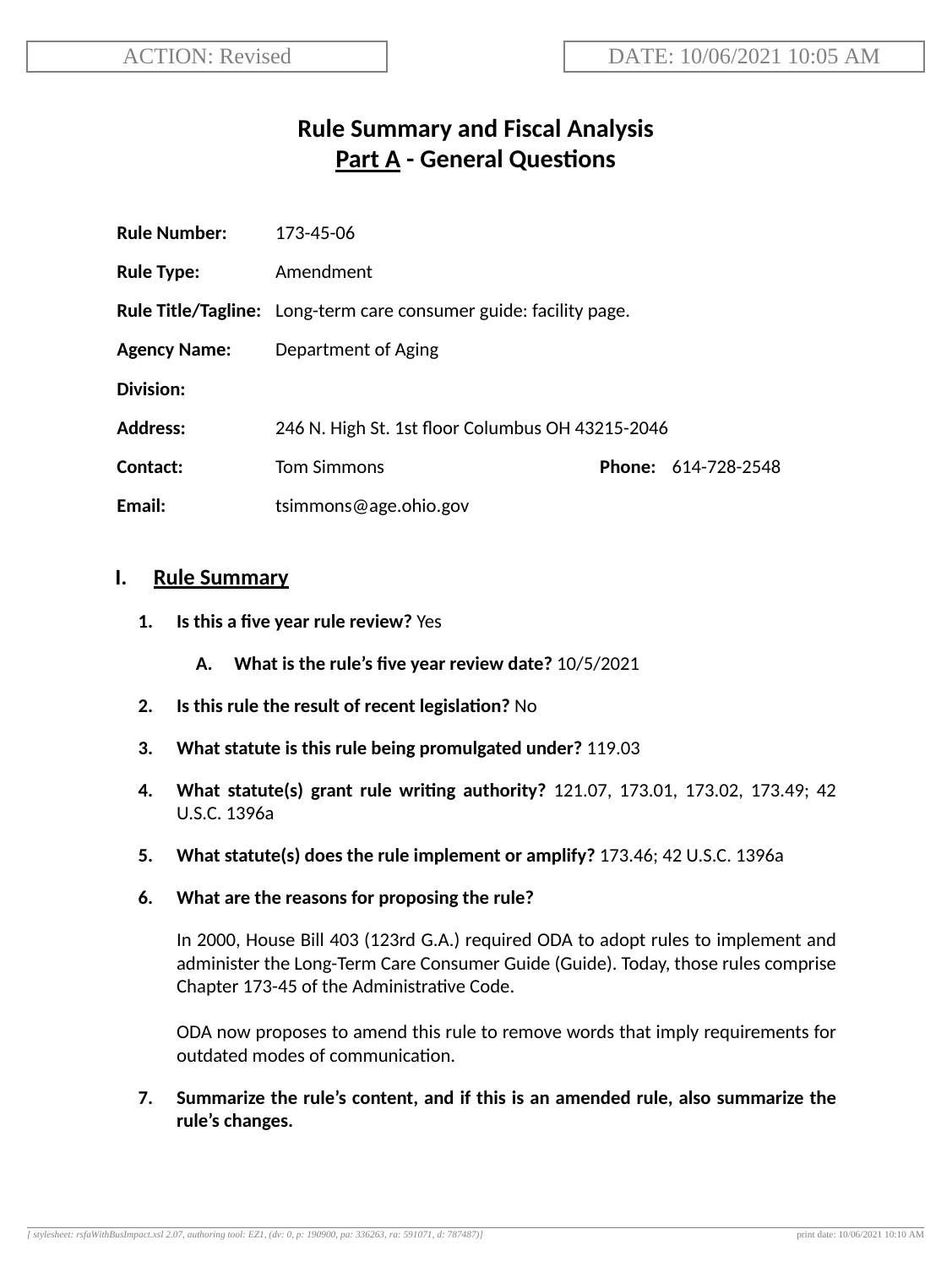ACTION: Revised

DATE: 10/06/2021 10:05 AM

# Rule Summary and Fiscal Analysis
## Part A - General Questions

**Rule Number:** 173-45-06

**Rule Type:** Amendment

**Rule Title/Tagline:** Long-term care consumer guide: facility page.

**Agency Name:** Department of Aging

**Division:**

**Address:** 246 N. High St. 1st floor Columbus OH 43215-2046

**Contact:** Tom Simmons **Phone:** 614-728-2548

**Email:** tsimmons@age.ohio.gov

## I. Rule Summary

1. **Is this a five year rule review?** Yes

   A. **What is the rule's five year review date?** 10/5/2021

2. **Is this rule the result of recent legislation?** No

3. **What statute is this rule being promulgated under?** 119.03

4. **What statute(s) grant rule writing authority?** 121.07, 173.01, 173.02, 173.49; 42 U.S.C. 1396a

5. **What statute(s) does the rule implement or amplify?** 173.46; 42 U.S.C. 1396a

6. **What are the reasons for proposing the rule?**

   In 2000, House Bill 403 (123rd G.A.) required ODA to adopt rules to implement and administer the Long-Term Care Consumer Guide (Guide). Today, those rules comprise Chapter 173-45 of the Administrative Code.

   ODA now proposes to amend this rule to remove words that imply requirements for outdated modes of communication.

7. **Summarize the rule's content, and if this is an amended rule, also summarize the rule's changes.**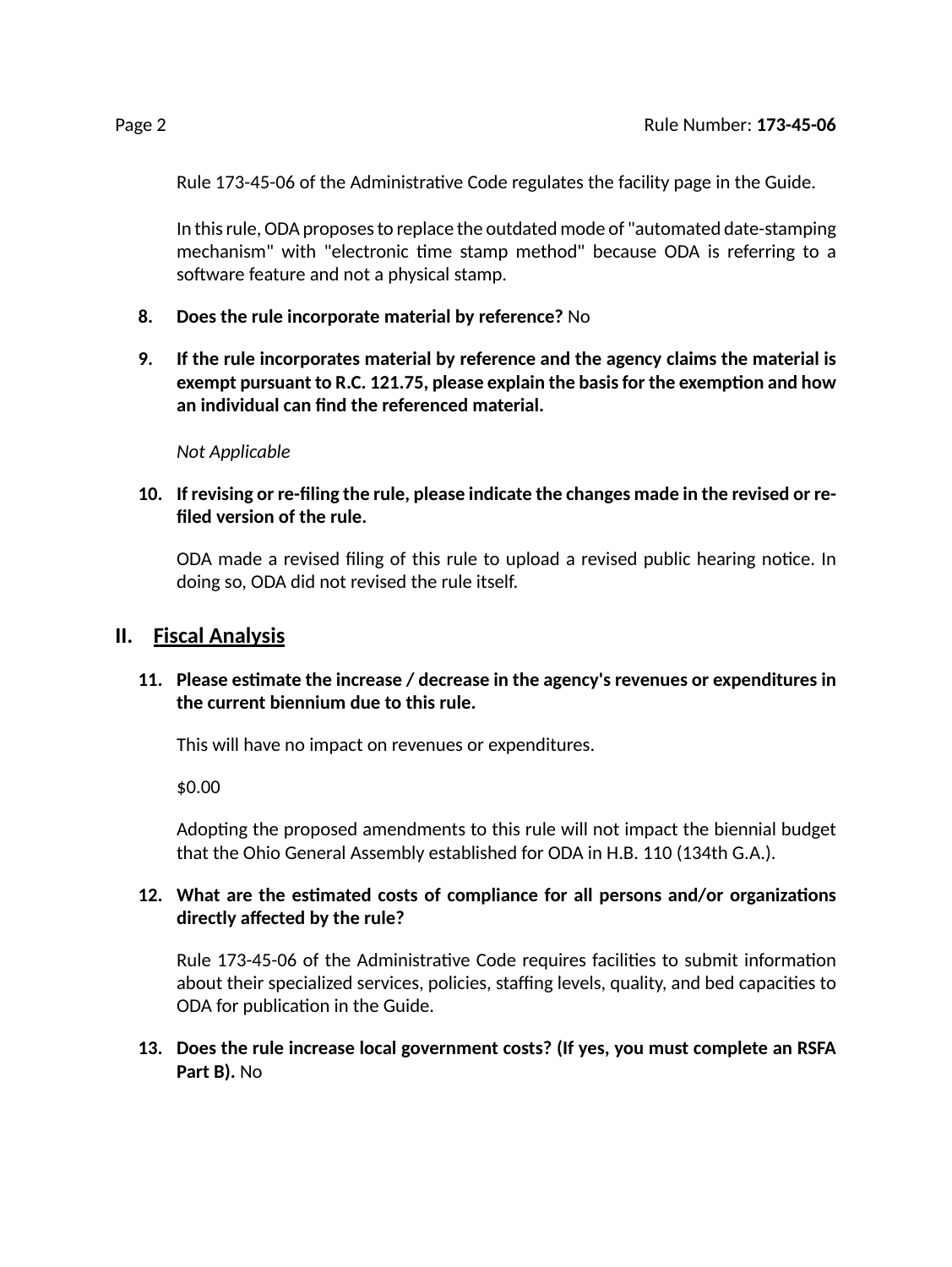Rule 173-45-06 of the Administrative Code regulates the facility page in the Guide.

In this rule, ODA proposes to replace the outdated mode of "automated date-stamping mechanism" with "electronic time stamp method" because ODA is referring to a software feature and not a physical stamp.

8. **Does the rule incorporate material by reference?** No

9. **If the rule incorporates material by reference and the agency claims the material is exempt pursuant to R.C. 121.75, please explain the basis for the exemption and how an individual can find the referenced material.**

   *Not Applicable*

10. **If revising or re-filing the rule, please indicate the changes made in the revised or re-filed version of the rule.**

    ODA made a revised filing of this rule to upload a revised public hearing notice. In doing so, ODA did not revised the rule itself.

## II. Fiscal Analysis

11. **Please estimate the increase / decrease in the agency's revenues or expenditures in the current biennium due to this rule.**

    This will have no impact on revenues or expenditures.

    $0.00

    Adopting the proposed amendments to this rule will not impact the biennial budget that the Ohio General Assembly established for ODA in H.B. 110 (134th G.A.).

12. **What are the estimated costs of compliance for all persons and/or organizations directly affected by the rule?**

    Rule 173-45-06 of the Administrative Code requires facilities to submit information about their specialized services, policies, staffing levels, quality, and bed capacities to ODA for publication in the Guide.

13. **Does the rule increase local government costs? (If yes, you must complete an RSFA Part B).** No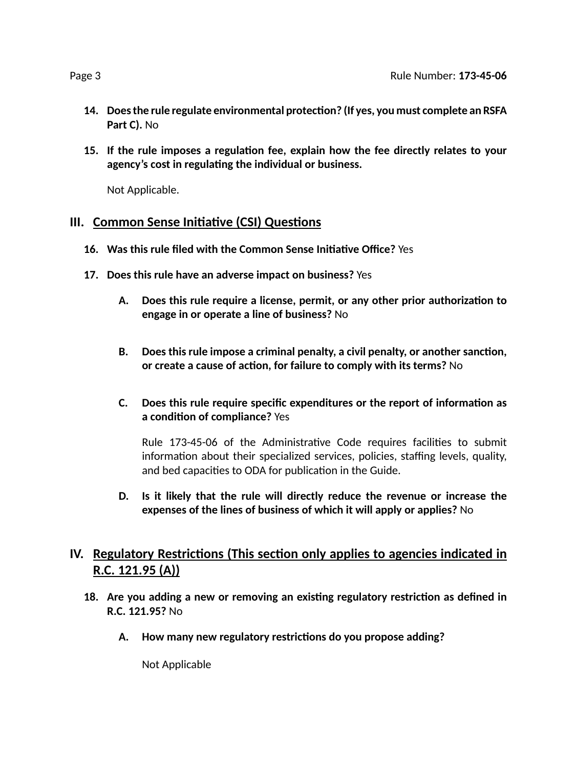14. **Does the rule regulate environmental protection? (If yes, you must complete an RSFA Part C).** No

15. **If the rule imposes a regulation fee, explain how the fee directly relates to your agency's cost in regulating the individual or business.**

    Not Applicable.

## III. Common Sense Initiative (CSI) Questions

16. **Was this rule filed with the Common Sense Initiative Office?** Yes

17. **Does this rule have an adverse impact on business?** Yes

    A. **Does this rule require a license, permit, or any other prior authorization to engage in or operate a line of business?** No

    B. **Does this rule impose a criminal penalty, a civil penalty, or another sanction, or create a cause of action, for failure to comply with its terms?** No

    C. **Does this rule require specific expenditures or the report of information as a condition of compliance?** Yes

       Rule 173-45-06 of the Administrative Code requires facilities to submit information about their specialized services, policies, staffing levels, quality, and bed capacities to ODA for publication in the Guide.

    D. **Is it likely that the rule will directly reduce the revenue or increase the expenses of the lines of business of which it will apply or applies?** No

## IV. Regulatory Restrictions (This section only applies to agencies indicated in R.C. 121.95 (A))

18. **Are you adding a new or removing an existing regulatory restriction as defined in R.C. 121.95?** No

    A. **How many new regulatory restrictions do you propose adding?**

       Not Applicable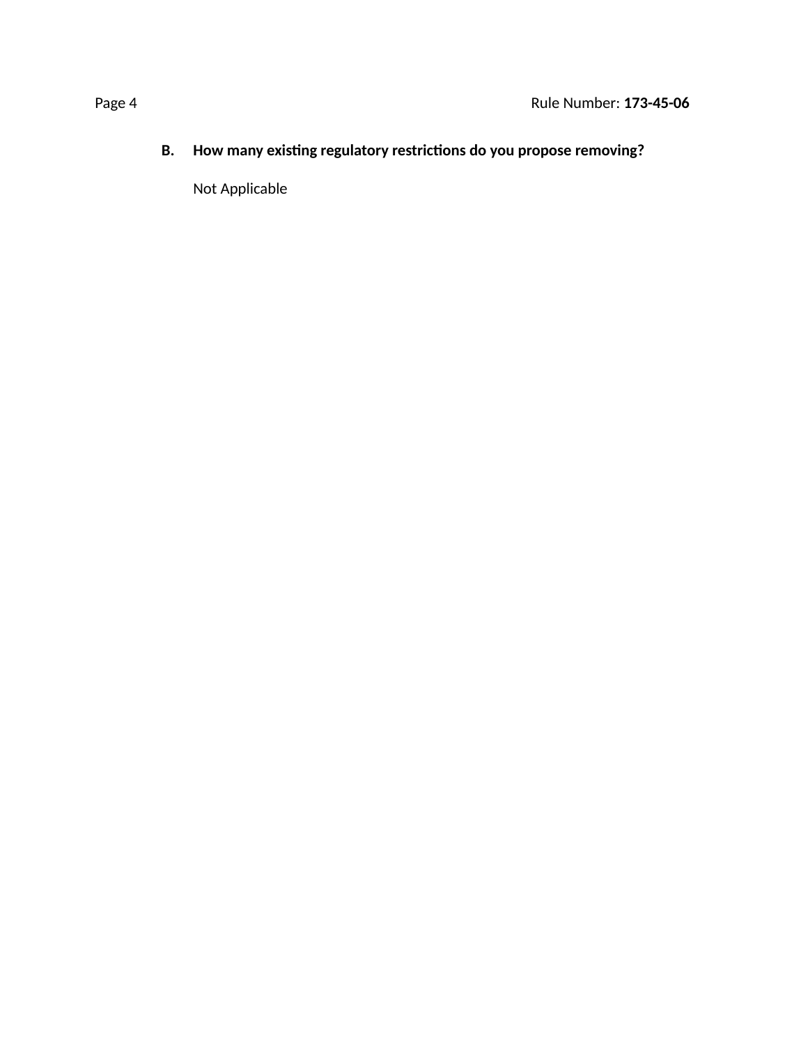**B. How many existing regulatory restrictions do you propose removing?**

Not Applicable